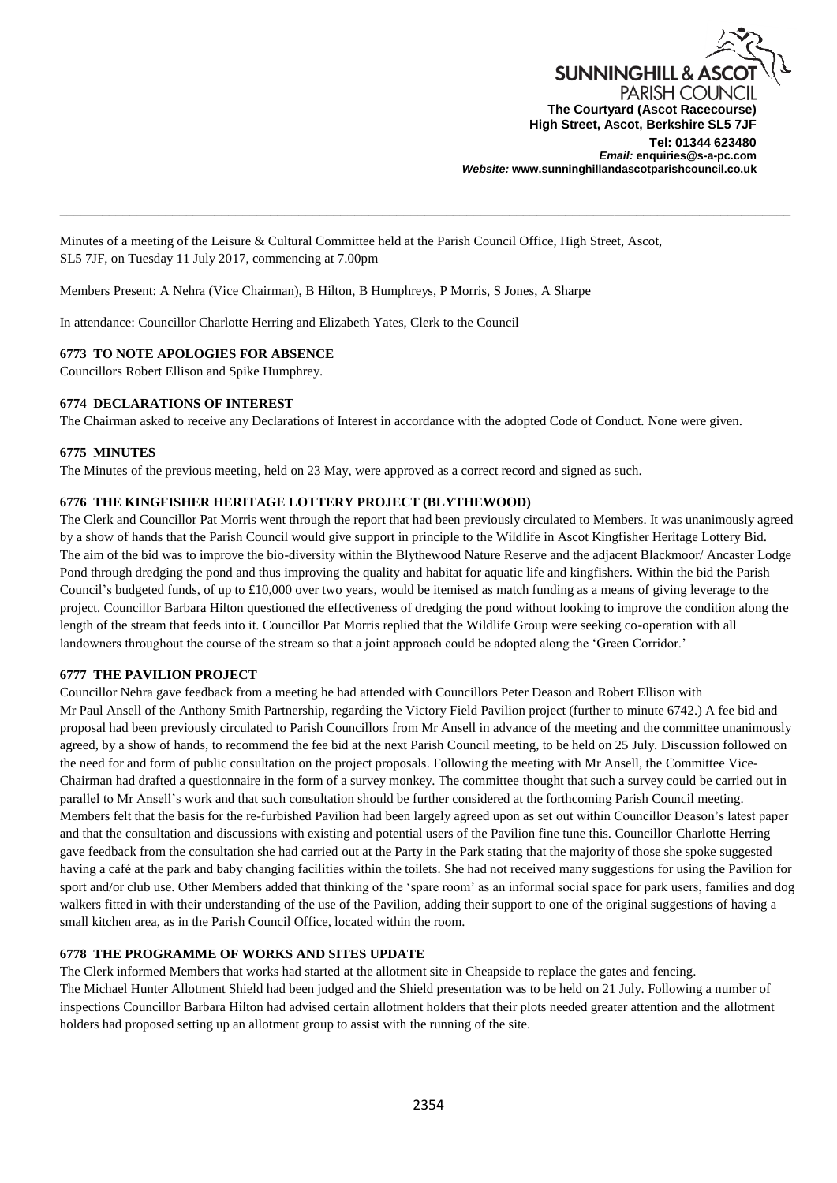**SUNNINGHILL & ASCOT PARISH COUNCIL**
**The Courtyard (Ascot Racecourse)**
**High Street, Ascot, Berkshire SL5 7JF**
**Tel: 01344 623480**
*Email:* **enquiries@s-a-pc.com**
*Website:* **www.sunninghillandascotparishcouncil.co.uk**

---

Minutes of a meeting of the Leisure & Cultural Committee held at the Parish Council Office, High Street, Ascot, SL5 7JF, on Tuesday 11 July 2017, commencing at 7.00pm

Members Present: A Nehra (Vice Chairman), B Hilton, B Humphreys, P Morris, S Jones, A Sharpe

In attendance: Councillor Charlotte Herring and Elizabeth Yates, Clerk to the Council

### 6773 TO NOTE APOLOGIES FOR ABSENCE

Councillors Robert Ellison and Spike Humphrey.

### 6774 DECLARATIONS OF INTEREST

The Chairman asked to receive any Declarations of Interest in accordance with the adopted Code of Conduct. None were given.

### 6775 MINUTES

The Minutes of the previous meeting, held on 23 May, were approved as a correct record and signed as such.

### 6776 THE KINGFISHER HERITAGE LOTTERY PROJECT (BLYTHEWOOD)

The Clerk and Councillor Pat Morris went through the report that had been previously circulated to Members. It was unanimously agreed by a show of hands that the Parish Council would give support in principle to the Wildlife in Ascot Kingfisher Heritage Lottery Bid. The aim of the bid was to improve the bio-diversity within the Blythewood Nature Reserve and the adjacent Blackmoor/ Ancaster Lodge Pond through dredging the pond and thus improving the quality and habitat for aquatic life and kingfishers. Within the bid the Parish Council's budgeted funds, of up to £10,000 over two years, would be itemised as match funding as a means of giving leverage to the project. Councillor Barbara Hilton questioned the effectiveness of dredging the pond without looking to improve the condition along the length of the stream that feeds into it. Councillor Pat Morris replied that the Wildlife Group were seeking co-operation with all landowners throughout the course of the stream so that a joint approach could be adopted along the 'Green Corridor.'

### 6777 THE PAVILION PROJECT

Councillor Nehra gave feedback from a meeting he had attended with Councillors Peter Deason and Robert Ellison with Mr Paul Ansell of the Anthony Smith Partnership, regarding the Victory Field Pavilion project (further to minute 6742.) A fee bid and proposal had been previously circulated to Parish Councillors from Mr Ansell in advance of the meeting and the committee unanimously agreed, by a show of hands, to recommend the fee bid at the next Parish Council meeting, to be held on 25 July. Discussion followed on the need for and form of public consultation on the project proposals. Following the meeting with Mr Ansell, the Committee Vice-Chairman had drafted a questionnaire in the form of a survey monkey. The committee thought that such a survey could be carried out in parallel to Mr Ansell's work and that such consultation should be further considered at the forthcoming Parish Council meeting. Members felt that the basis for the re-furbished Pavilion had been largely agreed upon as set out within Councillor Deason's latest paper and that the consultation and discussions with existing and potential users of the Pavilion fine tune this. Councillor Charlotte Herring gave feedback from the consultation she had carried out at the Party in the Park stating that the majority of those she spoke suggested having a café at the park and baby changing facilities within the toilets. She had not received many suggestions for using the Pavilion for sport and/or club use. Other Members added that thinking of the 'spare room' as an informal social space for park users, families and dog walkers fitted in with their understanding of the use of the Pavilion, adding their support to one of the original suggestions of having a small kitchen area, as in the Parish Council Office, located within the room.

### 6778 THE PROGRAMME OF WORKS AND SITES UPDATE

The Clerk informed Members that works had started at the allotment site in Cheapside to replace the gates and fencing.
The Michael Hunter Allotment Shield had been judged and the Shield presentation was to be held on 21 July. Following a number of inspections Councillor Barbara Hilton had advised certain allotment holders that their plots needed greater attention and the allotment holders had proposed setting up an allotment group to assist with the running of the site.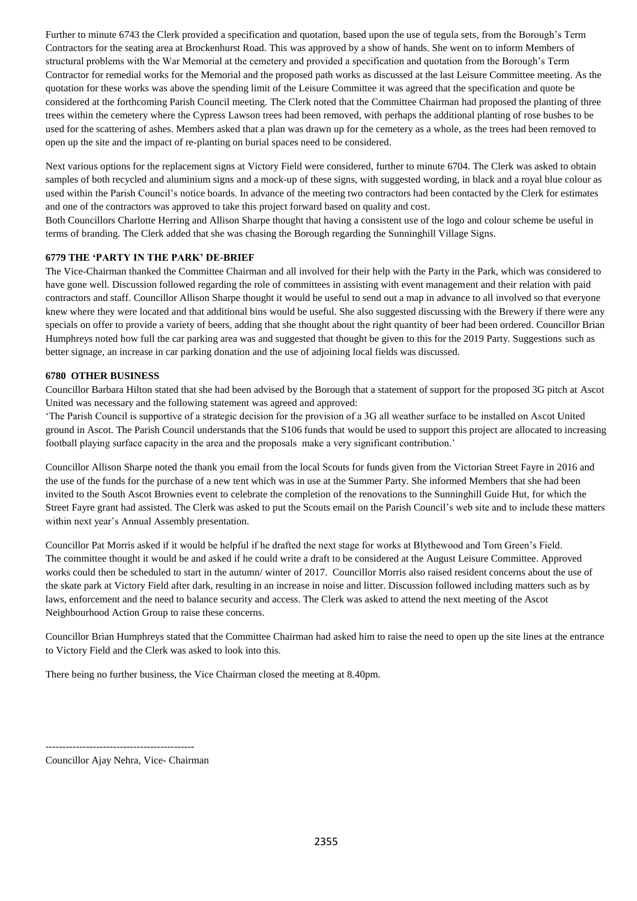Further to minute 6743 the Clerk provided a specification and quotation, based upon the use of tegula sets, from the Borough's Term Contractors for the seating area at Brockenhurst Road. This was approved by a show of hands. She went on to inform Members of structural problems with the War Memorial at the cemetery and provided a specification and quotation from the Borough's Term Contractor for remedial works for the Memorial and the proposed path works as discussed at the last Leisure Committee meeting. As the quotation for these works was above the spending limit of the Leisure Committee it was agreed that the specification and quote be considered at the forthcoming Parish Council meeting. The Clerk noted that the Committee Chairman had proposed the planting of three trees within the cemetery where the Cypress Lawson trees had been removed, with perhaps the additional planting of rose bushes to be used for the scattering of ashes. Members asked that a plan was drawn up for the cemetery as a whole, as the trees had been removed to open up the site and the impact of re-planting on burial spaces need to be considered.

Next various options for the replacement signs at Victory Field were considered, further to minute 6704. The Clerk was asked to obtain samples of both recycled and aluminium signs and a mock-up of these signs, with suggested wording, in black and a royal blue colour as used within the Parish Council's notice boards. In advance of the meeting two contractors had been contacted by the Clerk for estimates and one of the contractors was approved to take this project forward based on quality and cost.
Both Councillors Charlotte Herring and Allison Sharpe thought that having a consistent use of the logo and colour scheme be useful in terms of branding. The Clerk added that she was chasing the Borough regarding the Sunninghill Village Signs.

**6779 THE 'PARTY IN THE PARK' DE-BRIEF**

The Vice-Chairman thanked the Committee Chairman and all involved for their help with the Party in the Park, which was considered to have gone well. Discussion followed regarding the role of committees in assisting with event management and their relation with paid contractors and staff. Councillor Allison Sharpe thought it would be useful to send out a map in advance to all involved so that everyone knew where they were located and that additional bins would be useful. She also suggested discussing with the Brewery if there were any specials on offer to provide a variety of beers, adding that she thought about the right quantity of beer had been ordered. Councillor Brian Humphreys noted how full the car parking area was and suggested that thought be given to this for the 2019 Party. Suggestions such as better signage, an increase in car parking donation and the use of adjoining local fields was discussed.

**6780 OTHER BUSINESS**

Councillor Barbara Hilton stated that she had been advised by the Borough that a statement of support for the proposed 3G pitch at Ascot United was necessary and the following statement was agreed and approved:
'The Parish Council is supportive of a strategic decision for the provision of a 3G all weather surface to be installed on Ascot United ground in Ascot. The Parish Council understands that the S106 funds that would be used to support this project are allocated to increasing football playing surface capacity in the area and the proposals make a very significant contribution.'

Councillor Allison Sharpe noted the thank you email from the local Scouts for funds given from the Victorian Street Fayre in 2016 and the use of the funds for the purchase of a new tent which was in use at the Summer Party. She informed Members that she had been invited to the South Ascot Brownies event to celebrate the completion of the renovations to the Sunninghill Guide Hut, for which the Street Fayre grant had assisted. The Clerk was asked to put the Scouts email on the Parish Council's web site and to include these matters within next year's Annual Assembly presentation.

Councillor Pat Morris asked if it would be helpful if he drafted the next stage for works at Blythewood and Tom Green's Field. The committee thought it would be and asked if he could write a draft to be considered at the August Leisure Committee. Approved works could then be scheduled to start in the autumn/ winter of 2017. Councillor Morris also raised resident concerns about the use of the skate park at Victory Field after dark, resulting in an increase in noise and litter. Discussion followed including matters such as by laws, enforcement and the need to balance security and access. The Clerk was asked to attend the next meeting of the Ascot Neighbourhood Action Group to raise these concerns.

Councillor Brian Humphreys stated that the Committee Chairman had asked him to raise the need to open up the site lines at the entrance to Victory Field and the Clerk was asked to look into this.

There being no further business, the Vice Chairman closed the meeting at 8.40pm.

-------------------------------------------

Councillor Ajay Nehra, Vice- Chairman